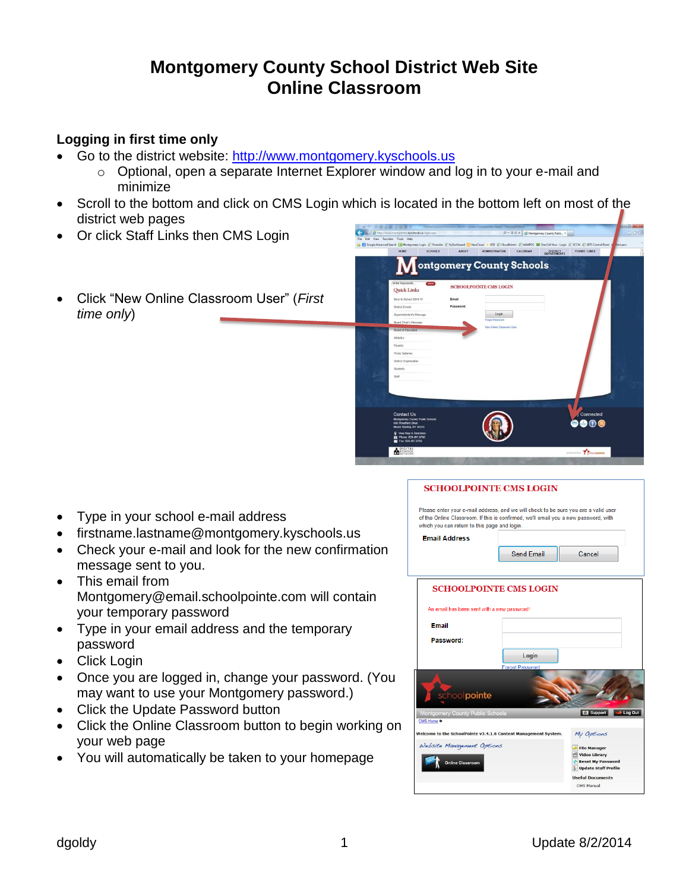# Montgomery County School District Web Site
# Online Classroom

**Logging in first time only**

- Go to the district website: [http://www.montgomery.kyschools.us](http://www.montgomery.kyschools.us)
    - Optional, open a separate Internet Explorer window and log in to your e-mail and minimize
- Scroll to the bottom and click on CMS Login which is located in the bottom left on most of the district web pages
- Or click Staff Links then CMS Login
- Click "New Online Classroom User" (*First time only*)
- Type in your school e-mail address
- firstname.lastname@montgomery.kyschools.us
- Check your e-mail and look for the new confirmation message sent to you.
- This email from Montgomery@email.schoolpointe.com will contain your temporary password
- Type in your email address and the temporary password
- Click Login
- Once you are logged in, change your password. (You may want to use your Montgomery password.)
- Click the Update Password button
- Click the Online Classroom button to begin working on your web page
- You will automatically be taken to your homepage

dgoldy Update 8/2/2014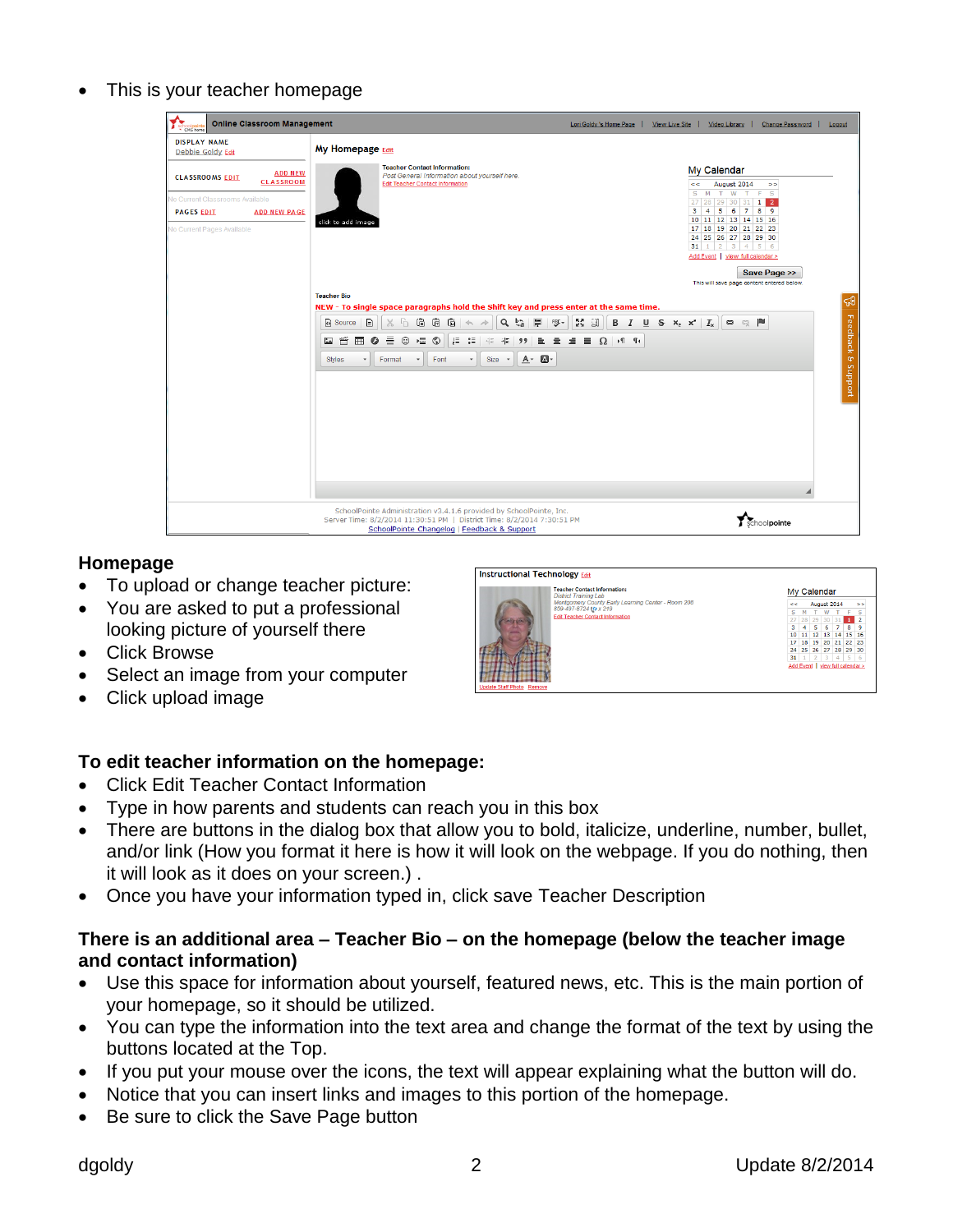- This is your teacher homepage

## Homepage

- To upload or change teacher picture:
- You are asked to put a professional looking picture of yourself there
- Click Browse
- Select an image from your computer
- Click upload image

## To edit teacher information on the homepage:

- Click Edit Teacher Contact Information
- Type in how parents and students can reach you in this box
- There are buttons in the dialog box that allow you to bold, italicize, underline, number, bullet, and/or link (How you format it here is how it will look on the webpage. If you do nothing, then it will look as it does on your screen.) .
- Once you have your information typed in, click save Teacher Description

## There is an additional area – Teacher Bio – on the homepage (below the teacher image and contact information)

- Use this space for information about yourself, featured news, etc. This is the main portion of your homepage, so it should be utilized.
- You can type the information into the text area and change the format of the text by using the buttons located at the Top.
- If you put your mouse over the icons, the text will appear explaining what the button will do.
- Notice that you can insert links and images to this portion of the homepage.
- Be sure to click the Save Page button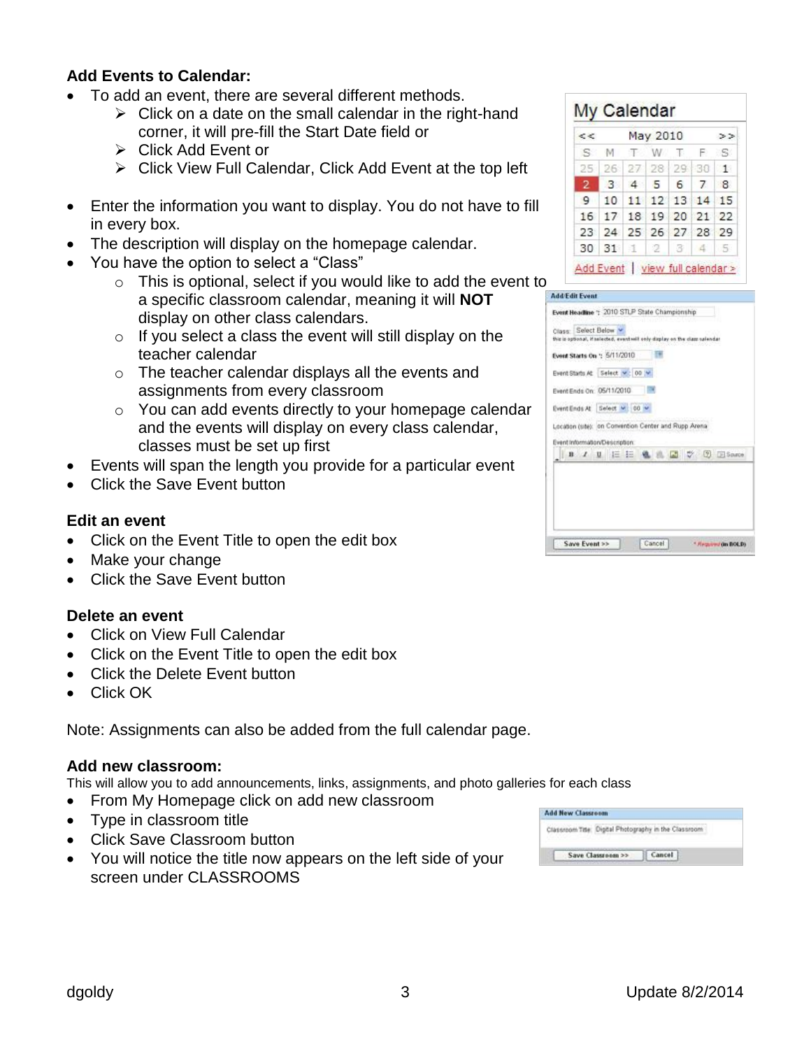## Add Events to Calendar:

- To add an event, there are several different methods.
  - Click on a date on the small calendar in the right-hand corner, it will pre-fill the Start Date field or
  - Click Add Event or
  - Click View Full Calendar, Click Add Event at the top left
- Enter the information you want to display. You do not have to fill in every box.
- The description will display on the homepage calendar.
- You have the option to select a "Class"
  - This is optional, select if you would like to add the event to a specific classroom calendar, meaning it will **NOT** display on other class calendars.
  - If you select a class the event will still display on the teacher calendar
  - The teacher calendar displays all the events and assignments from every classroom
  - You can add events directly to your homepage calendar and the events will display on every class calendar, classes must be set up first
- Events will span the length you provide for a particular event
- Click the Save Event button

## Edit an event

- Click on the Event Title to open the edit box
- Make your change
- Click the Save Event button

## Delete an event

- Click on View Full Calendar
- Click on the Event Title to open the edit box
- Click the Delete Event button
- Click OK

Note: Assignments can also be added from the full calendar page.

## Add new classroom:

This will allow you to add announcements, links, assignments, and photo galleries for each class

- From My Homepage click on add new classroom
- Type in classroom title
- Click Save Classroom button
- You will notice the title now appears on the left side of your screen under CLASSROOMS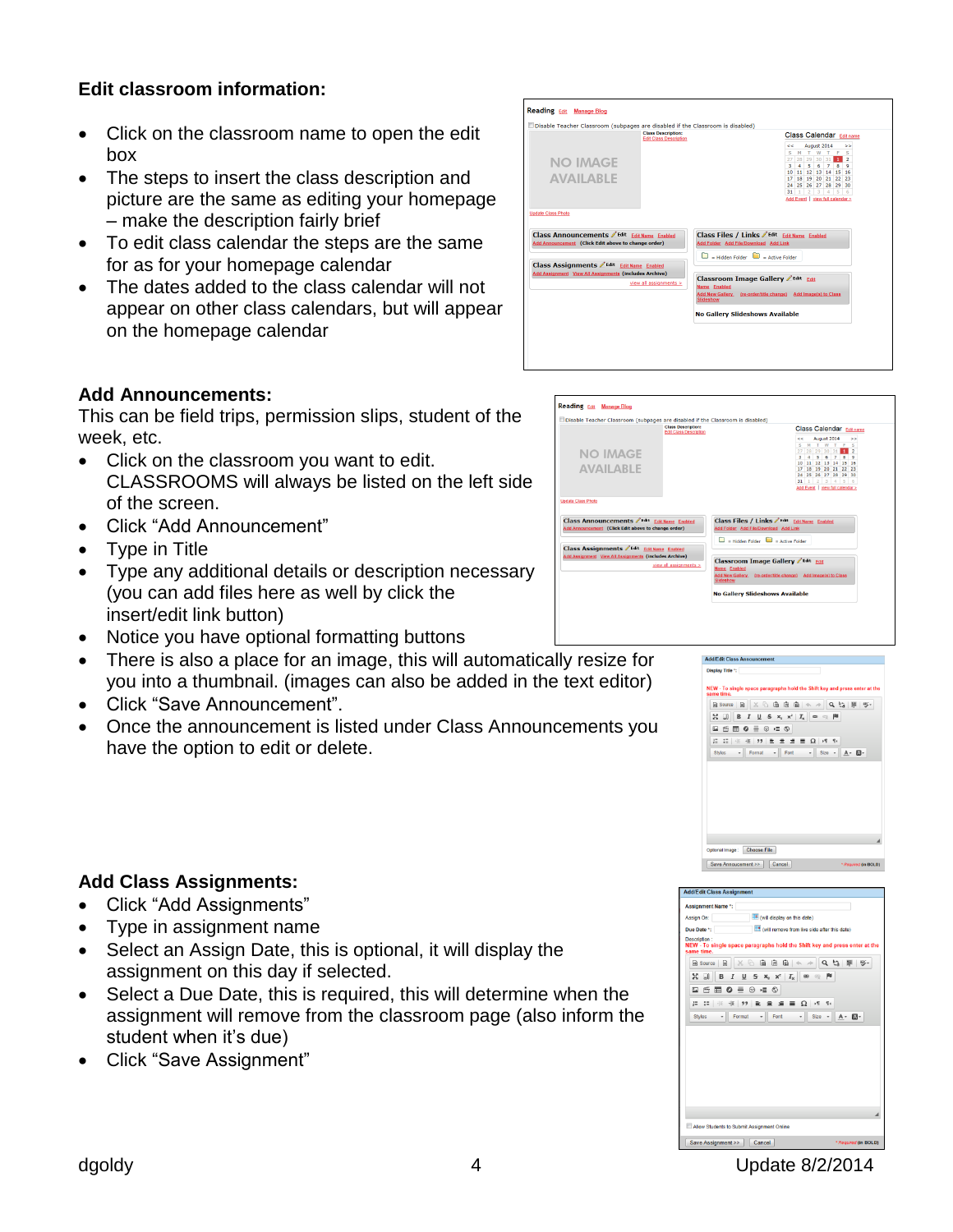**Edit classroom information:**

- Click on the classroom name to open the edit box
- The steps to insert the class description and picture are the same as editing your homepage – make the description fairly brief
- To edit class calendar the steps are the same for as for your homepage calendar
- The dates added to the class calendar will not appear on other class calendars, but will appear on the homepage calendar

**Add Announcements:**

This can be field trips, permission slips, student of the week, etc.

- Click on the classroom you want to edit. CLASSROOMS will always be listed on the left side of the screen.
- Click "Add Announcement"
- Type in Title
- Type any additional details or description necessary (you can add files here as well by click the insert/edit link button)
- Notice you have optional formatting buttons
- There is also a place for an image, this will automatically resize for you into a thumbnail. (images can also be added in the text editor)
- Click "Save Announcement".
- Once the announcement is listed under Class Announcements you have the option to edit or delete.

**Add Class Assignments:**

- Click "Add Assignments"
- Type in assignment name
- Select an Assign Date, this is optional, it will display the assignment on this day if selected.
- Select a Due Date, this is required, this will determine when the assignment will remove from the classroom page (also inform the student when it's due)
- Click "Save Assignment"

dgoldy Update 8/2/2014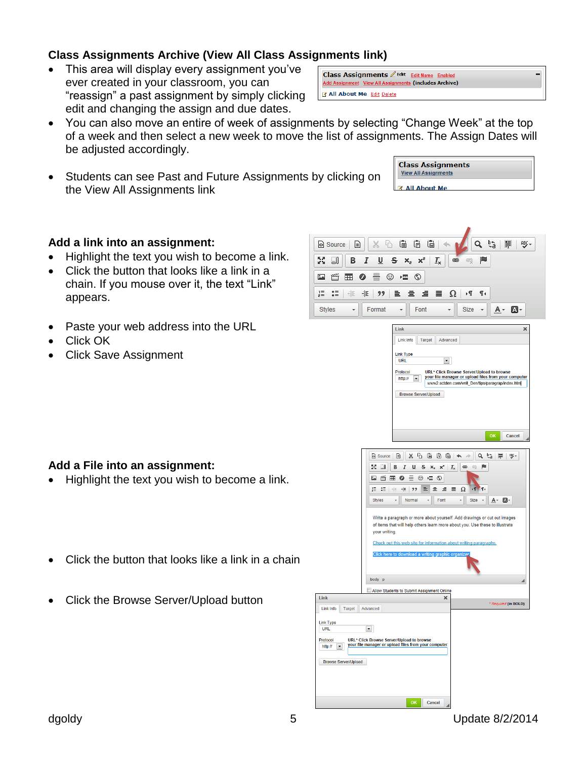## Class Assignments Archive (View All Class Assignments link)

- This area will display every assignment you've ever created in your classroom, you can "reassign" a past assignment by simply clicking edit and changing the assign and due dates.
- You can also move an entire of week of assignments by selecting "Change Week" at the top of a week and then select a new week to move the list of assignments. The Assign Dates will be adjusted accordingly.
- Students can see Past and Future Assignments by clicking on the View All Assignments link

## Add a link into an assignment:

- Highlight the text you wish to become a link.
- Click the button that looks like a link in a chain. If you mouse over it, the text "Link" appears.
- Paste your web address into the URL
- Click OK
- Click Save Assignment

## Add a File into an assignment:

- Highlight the text you wish to become a link.
- Click the button that looks like a link in a chain
- Click the Browse Server/Upload button

dgoldy

Update 8/2/2014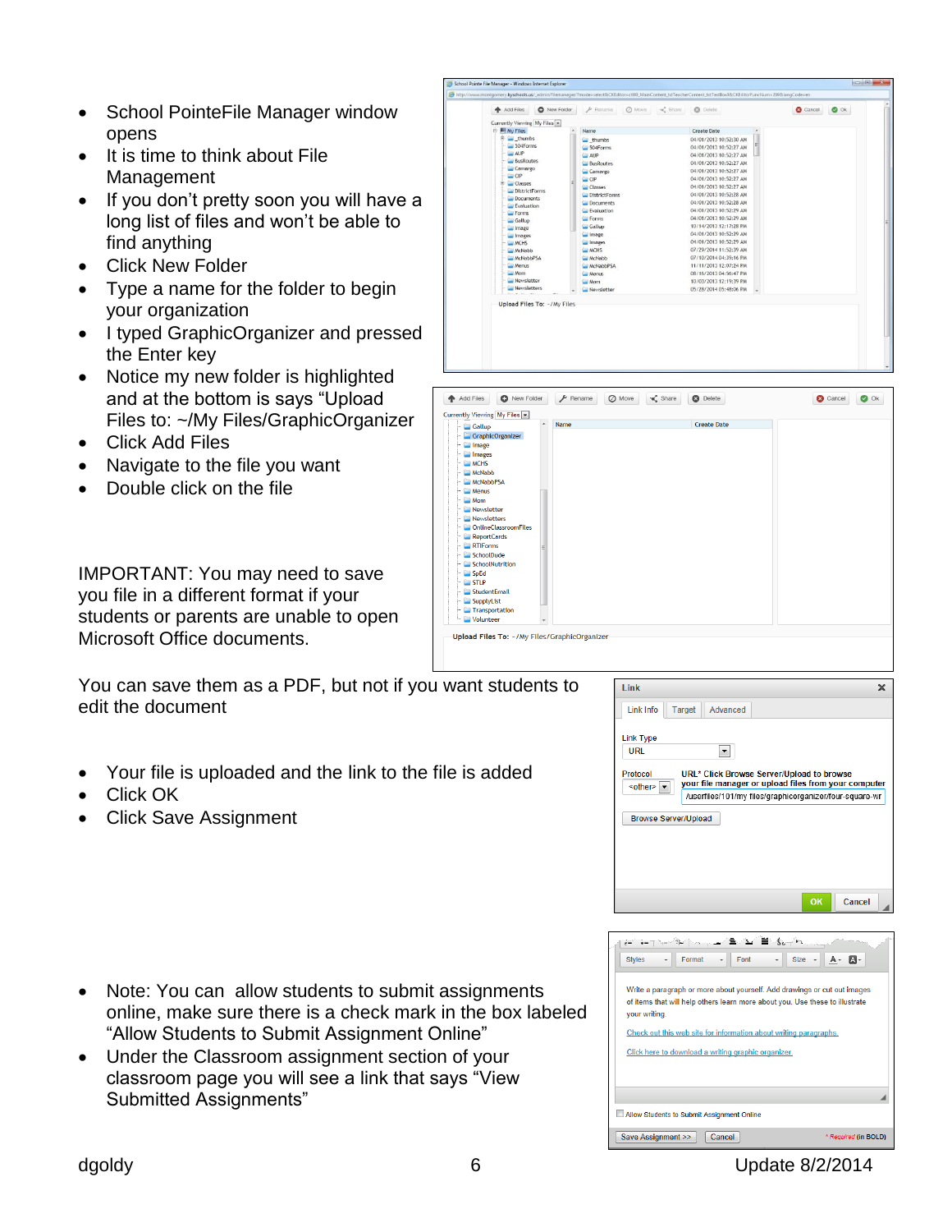- School PointeFile Manager window opens
- It is time to think about File Management
- If you don't pretty soon you will have a long list of files and won't be able to find anything
- Click New Folder
- Type a name for the folder to begin your organization
- I typed GraphicOrganizer and pressed the Enter key
- Notice my new folder is highlighted and at the bottom is says "Upload Files to: ~/My Files/GraphicOrganizer
- Click Add Files
- Navigate to the file you want
- Double click on the file

IMPORTANT: You may need to save you file in a different format if your students or parents are unable to open Microsoft Office documents.

You can save them as a PDF, but not if you want students to edit the document

- Your file is uploaded and the link to the file is added
- Click OK
- Click Save Assignment

- Note: You can allow students to submit assignments online, make sure there is a check mark in the box labeled "Allow Students to Submit Assignment Online"
- Under the Classroom assignment section of your classroom page you will see a link that says "View Submitted Assignments"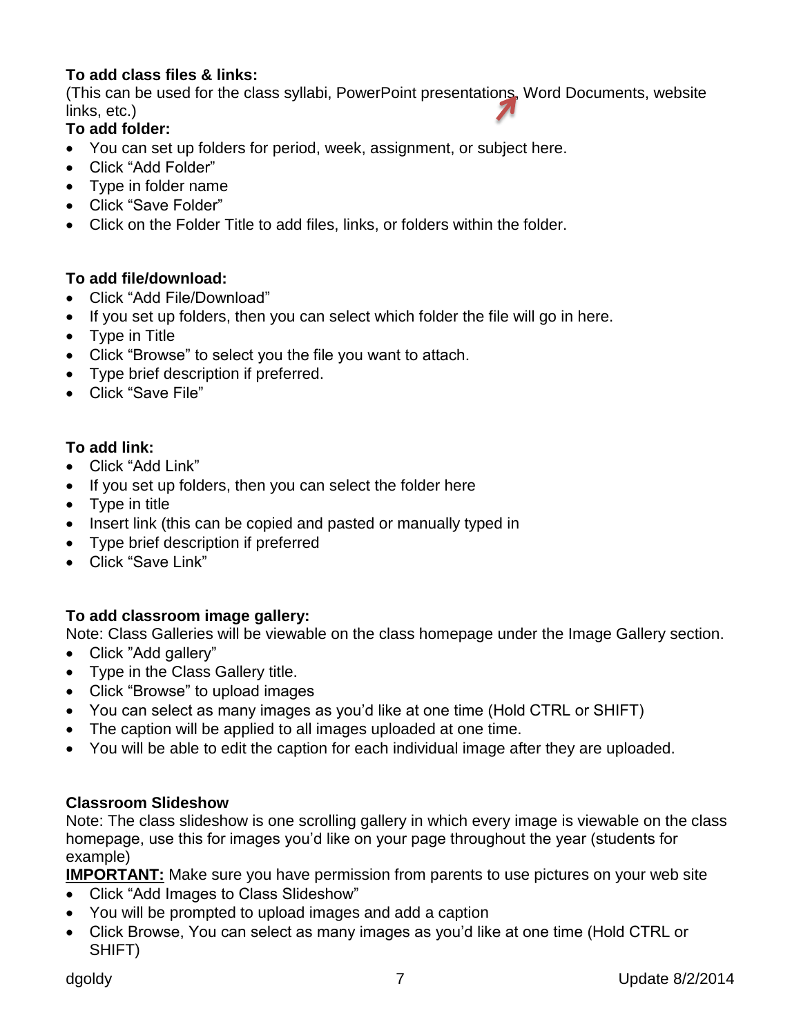**To add class files & links:**
(This can be used for the class syllabi, PowerPoint presentations, Word Documents, website links, etc.)

**To add folder:**

- You can set up folders for period, week, assignment, or subject here.
- Click "Add Folder"
- Type in folder name
- Click "Save Folder"
- Click on the Folder Title to add files, links, or folders within the folder.

**To add file/download:**

- Click "Add File/Download"
- If you set up folders, then you can select which folder the file will go in here.
- Type in Title
- Click "Browse" to select you the file you want to attach.
- Type brief description if preferred.
- Click "Save File"

**To add link:**

- Click "Add Link"
- If you set up folders, then you can select the folder here
- Type in title
- Insert link (this can be copied and pasted or manually typed in
- Type brief description if preferred
- Click "Save Link"

**To add classroom image gallery:**
Note: Class Galleries will be viewable on the class homepage under the Image Gallery section.

- Click "Add gallery"
- Type in the Class Gallery title.
- Click "Browse" to upload images
- You can select as many images as you'd like at one time (Hold CTRL or SHIFT)
- The caption will be applied to all images uploaded at one time.
- You will be able to edit the caption for each individual image after they are uploaded.

**Classroom Slideshow**
Note: The class slideshow is one scrolling gallery in which every image is viewable on the class homepage, use this for images you'd like on your page throughout the year (students for example)

**IMPORTANT:** Make sure you have permission from parents to use pictures on your web site

- Click "Add Images to Class Slideshow"
- You will be prompted to upload images and add a caption
- Click Browse, You can select as many images as you'd like at one time (Hold CTRL or SHIFT)

dgoldy | Update 8/2/2014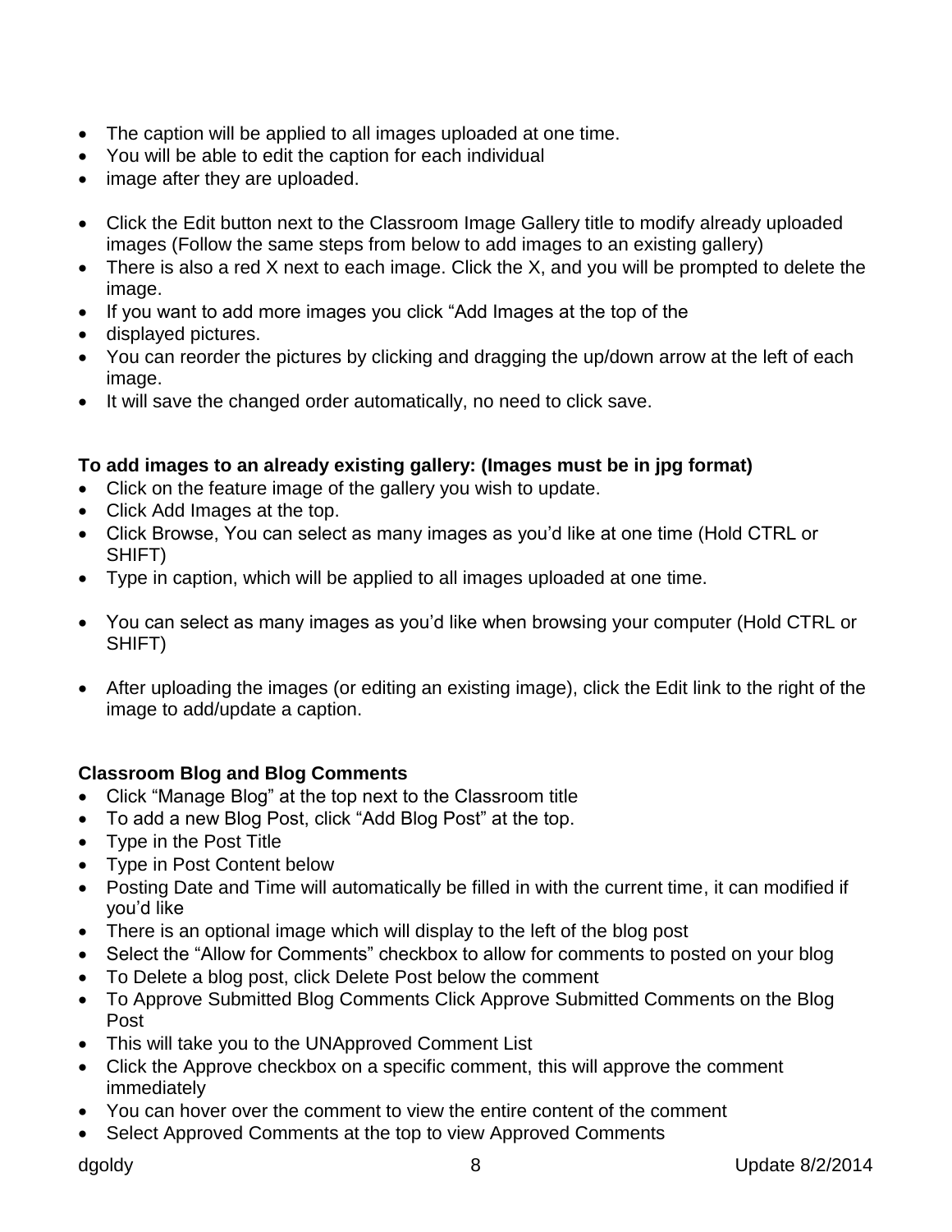- The caption will be applied to all images uploaded at one time.
- You will be able to edit the caption for each individual
- image after they are uploaded.

- Click the Edit button next to the Classroom Image Gallery title to modify already uploaded images (Follow the same steps from below to add images to an existing gallery)
- There is also a red X next to each image. Click the X, and you will be prompted to delete the image.
- If you want to add more images you click "Add Images at the top of the
- displayed pictures.
- You can reorder the pictures by clicking and dragging the up/down arrow at the left of each image.
- It will save the changed order automatically, no need to click save.

**To add images to an already existing gallery: (Images must be in jpg format)**

- Click on the feature image of the gallery you wish to update.
- Click Add Images at the top.
- Click Browse, You can select as many images as you'd like at one time (Hold CTRL or SHIFT)
- Type in caption, which will be applied to all images uploaded at one time.

- You can select as many images as you'd like when browsing your computer (Hold CTRL or SHIFT)

- After uploading the images (or editing an existing image), click the Edit link to the right of the image to add/update a caption.

**Classroom Blog and Blog Comments**

- Click "Manage Blog" at the top next to the Classroom title
- To add a new Blog Post, click "Add Blog Post" at the top.
- Type in the Post Title
- Type in Post Content below
- Posting Date and Time will automatically be filled in with the current time, it can modified if you'd like
- There is an optional image which will display to the left of the blog post
- Select the "Allow for Comments" checkbox to allow for comments to posted on your blog
- To Delete a blog post, click Delete Post below the comment
- To Approve Submitted Blog Comments Click Approve Submitted Comments on the Blog Post
- This will take you to the UNApproved Comment List
- Click the Approve checkbox on a specific comment, this will approve the comment immediately
- You can hover over the comment to view the entire content of the comment
- Select Approved Comments at the top to view Approved Comments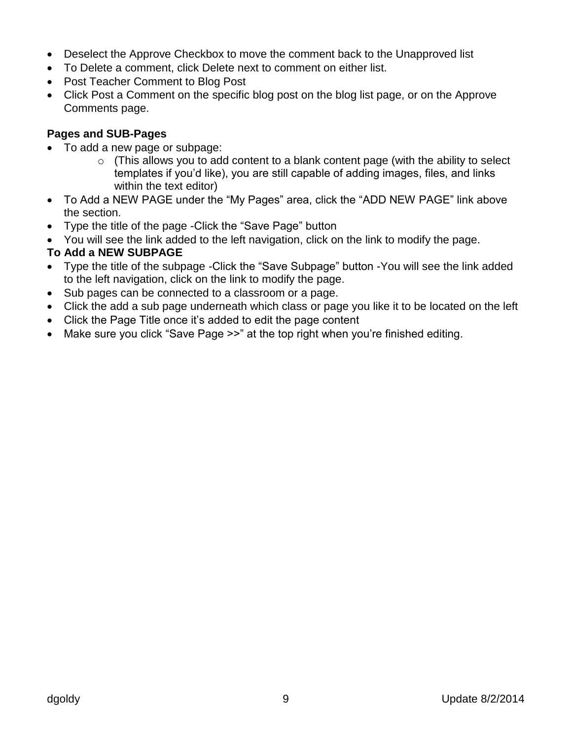- Deselect the Approve Checkbox to move the comment back to the Unapproved list
- To Delete a comment, click Delete next to comment on either list.
- Post Teacher Comment to Blog Post
- Click Post a Comment on the specific blog post on the blog list page, or on the Approve Comments page.

**Pages and SUB-Pages**

- To add a new page or subpage:
    - (This allows you to add content to a blank content page (with the ability to select templates if you'd like), you are still capable of adding images, files, and links within the text editor)
- To Add a NEW PAGE under the "My Pages" area, click the "ADD NEW PAGE" link above the section.
- Type the title of the page -Click the "Save Page" button
- You will see the link added to the left navigation, click on the link to modify the page.

**To Add a NEW SUBPAGE**

- Type the title of the subpage -Click the "Save Subpage" button -You will see the link added to the left navigation, click on the link to modify the page.
- Sub pages can be connected to a classroom or a page.
- Click the add a sub page underneath which class or page you like it to be located on the left
- Click the Page Title once it's added to edit the page content
- Make sure you click "Save Page >>" at the top right when you're finished editing.